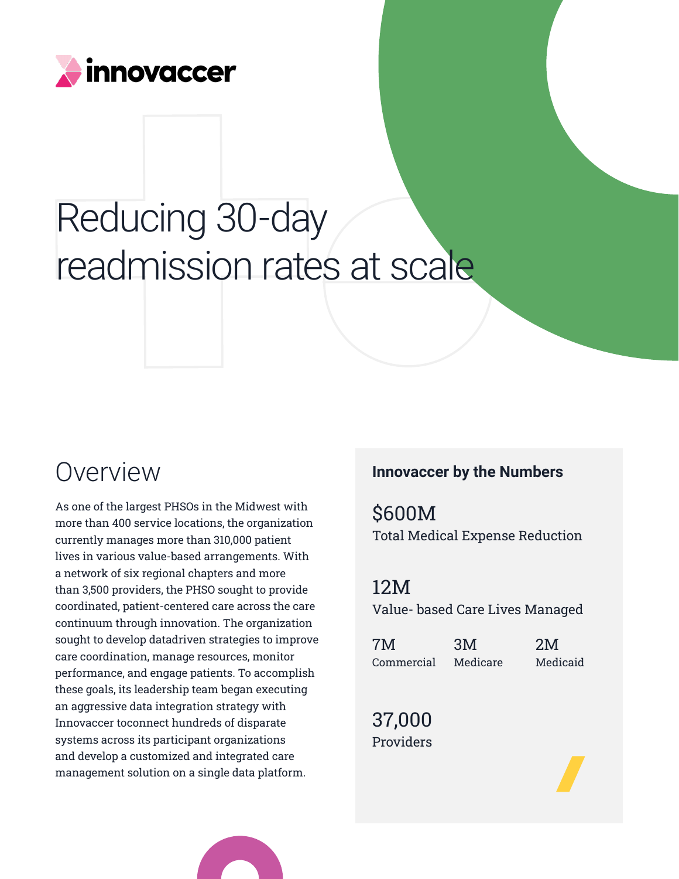innovaccer

# Reducing 30-day readmission rates at scale

## Overview

As one of the largest PHSOs in the Midwest with more than 400 service locations, the organization currently manages more than 310,000 patient lives in various value-based arrangements. With a network of six regional chapters and more than 3,500 providers, the PHSO sought to provide coordinated, patient-centered care across the care continuum through innovation. The organization sought to develop datadriven strategies to improve care coordination, manage resources, monitor performance, and engage patients. To accomplish these goals, its leadership team began executing an aggressive data integration strategy with Innovaccer toconnect hundreds of disparate systems across its participant organizations and develop a customized and integrated care management solution on a single data platform.

### Innovaccer by the Numbers

**$600M**
Total Medical Expense Reduction

**12M**
Value- based Care Lives Managed

| 7M | 3M | 2M |
|---|---|---|
| Commercial | Medicare | Medicaid |

**37,000**
Providers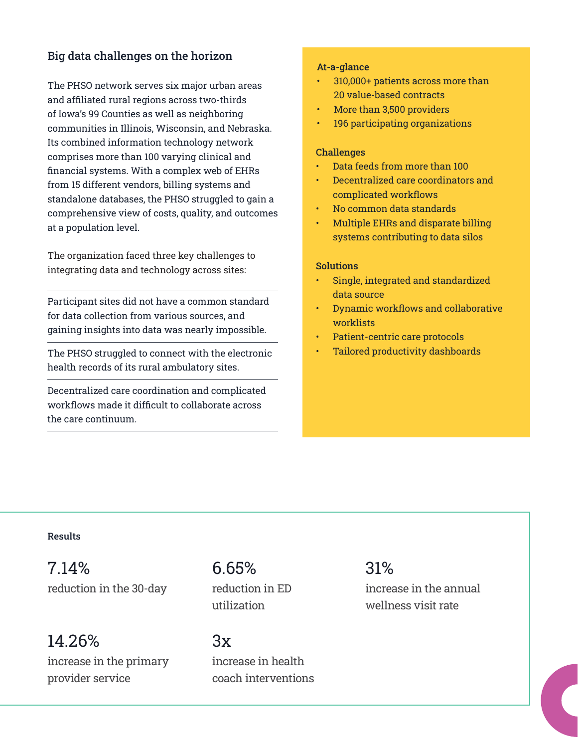## Big data challenges on the horizon

The PHSO network serves six major urban areas and affiliated rural regions across two-thirds of Iowa's 99 Counties as well as neighboring communities in Illinois, Wisconsin, and Nebraska. Its combined information technology network comprises more than 100 varying clinical and financial systems. With a complex web of EHRs from 15 different vendors, billing systems and standalone databases, the PHSO struggled to gain a comprehensive view of costs, quality, and outcomes at a population level.

The organization faced three key challenges to integrating data and technology across sites:

---

Participant sites did not have a common standard for data collection from various sources, and gaining insights into data was nearly impossible.

---

The PHSO struggled to connect with the electronic health records of its rural ambulatory sites.

---

Decentralized care coordination and complicated workflows made it difficult to collaborate across the care continuum.

---

**At-a-glance**

- 310,000+ patients across more than 20 value-based contracts
- More than 3,500 providers
- 196 participating organizations

**Challenges**

- Data feeds from more than 100
- Decentralized care coordinators and complicated workflows
- No common data standards
- Multiple EHRs and disparate billing systems contributing to data silos

**Solutions**

- Single, integrated and standardized data source
- Dynamic workflows and collaborative worklists
- Patient-centric care protocols
- Tailored productivity dashboards

**Results**

7.14%
reduction in the 30-day

6.65%
reduction in ED utilization

31%
increase in the annual wellness visit rate

14.26%
increase in the primary provider service

3x
increase in health coach interventions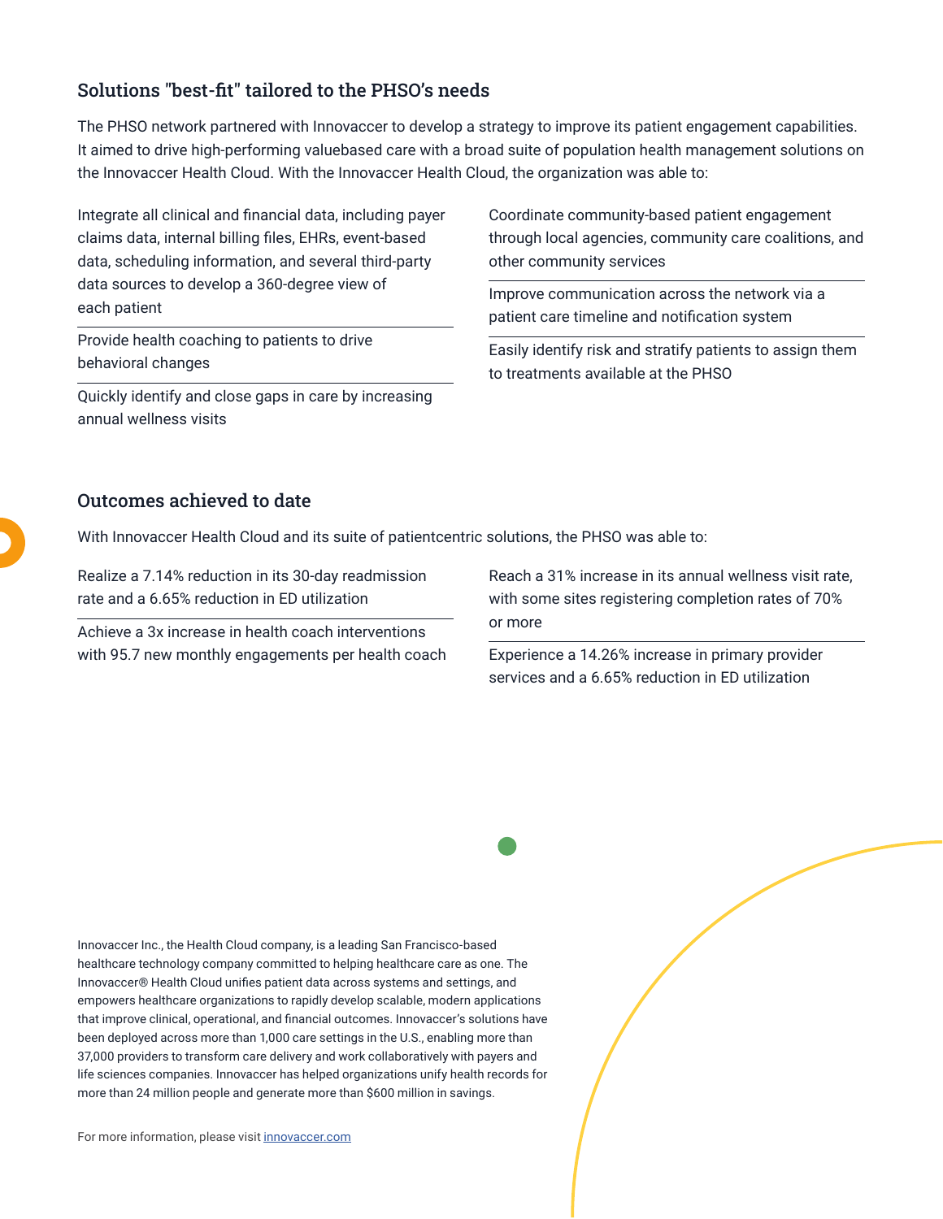## Solutions "best-fit" tailored to the PHSO's needs

The PHSO network partnered with Innovaccer to develop a strategy to improve its patient engagement capabilities. It aimed to drive high-performing valuebased care with a broad suite of population health management solutions on the Innovaccer Health Cloud. With the Innovaccer Health Cloud, the organization was able to:

- Integrate all clinical and financial data, including payer claims data, internal billing files, EHRs, event-based data, scheduling information, and several third-party data sources to develop a 360-degree view of each patient
- Provide health coaching to patients to drive behavioral changes
- Quickly identify and close gaps in care by increasing annual wellness visits
- Coordinate community-based patient engagement through local agencies, community care coalitions, and other community services
- Improve communication across the network via a patient care timeline and notification system
- Easily identify risk and stratify patients to assign them to treatments available at the PHSO

## Outcomes achieved to date

With Innovaccer Health Cloud and its suite of patientcentric solutions, the PHSO was able to:

- Realize a 7.14% reduction in its 30-day readmission rate and a 6.65% reduction in ED utilization
- Achieve a 3x increase in health coach interventions with 95.7 new monthly engagements per health coach
- Reach a 31% increase in its annual wellness visit rate, with some sites registering completion rates of 70% or more
- Experience a 14.26% increase in primary provider services and a 6.65% reduction in ED utilization

Innovaccer Inc., the Health Cloud company, is a leading San Francisco-based healthcare technology company committed to helping healthcare care as one. The Innovaccer® Health Cloud unifies patient data across systems and settings, and empowers healthcare organizations to rapidly develop scalable, modern applications that improve clinical, operational, and financial outcomes. Innovaccer's solutions have been deployed across more than 1,000 care settings in the U.S., enabling more than 37,000 providers to transform care delivery and work collaboratively with payers and life sciences companies. Innovaccer has helped organizations unify health records for more than 24 million people and generate more than $600 million in savings.

For more information, please visit [innovaccer.com](https://innovaccer.com)